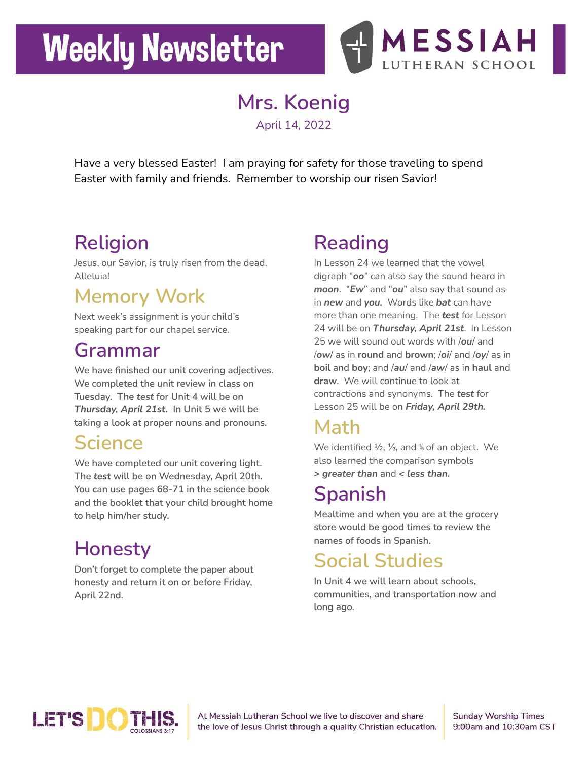# Weekly Newsletter

MESSIAH LUTHERAN SCHOOL

## Mrs. Koenig

April 14, 2022

Have a very blessed Easter! I am praying for safety for those traveling to spend Easter with family and friends. Remember to worship our risen Savior!

## Religion

Jesus, our Savior, is truly risen from the dead. Alleluia!

## Memory Work

Next week's assignment is your child's speaking part for our chapel service.

## Grammar

We have finished our unit covering adjectives. We completed the unit review in class on Tuesday. The ***test*** for Unit 4 will be on ***Thursday, April 21st.*** In Unit 5 we will be taking a look at proper nouns and pronouns.

## Science

We have completed our unit covering light. The ***test*** will be on Wednesday, April 20th. You can use pages 68-71 in the science book and the booklet that your child brought home to help him/her study.

## Honesty

Don't forget to complete the paper about honesty and return it on or before Friday, April 22nd.

## Reading

In Lesson 24 we learned that the vowel digraph "***oo***" can also say the sound heard in ***moon***. "***Ew***" and "***ou***" also say that sound as in ***new*** and ***you.*** Words like ***bat*** can have more than one meaning. The ***test*** for Lesson 24 will be on ***Thursday, April 21st***. In Lesson 25 we will sound out words with /***ou***/ and /***ow***/ as in **round** and **brown**; /***oi***/ and /***oy***/ as in **boil** and **boy**; and /***au***/ and /***aw***/ as in **haul** and **draw**. We will continue to look at contractions and synonyms. The ***test*** for Lesson 25 will be on ***Friday, April 29th.***

## Math

We identified ½, ⅓, and ⅙ of an object. We also learned the comparison symbols ***> greater than*** and ***< less than.***

## Spanish

Mealtime and when you are at the grocery store would be good times to review the names of foods in Spanish.

## Social Studies

In Unit 4 we will learn about schools, communities, and transportation now and long ago.

LET'S DO THIS. COLOSSIANS 3:17

At Messiah Lutheran School we live to discover and share the love of Jesus Christ through a quality Christian education.

Sunday Worship Times
9:00am and 10:30am CST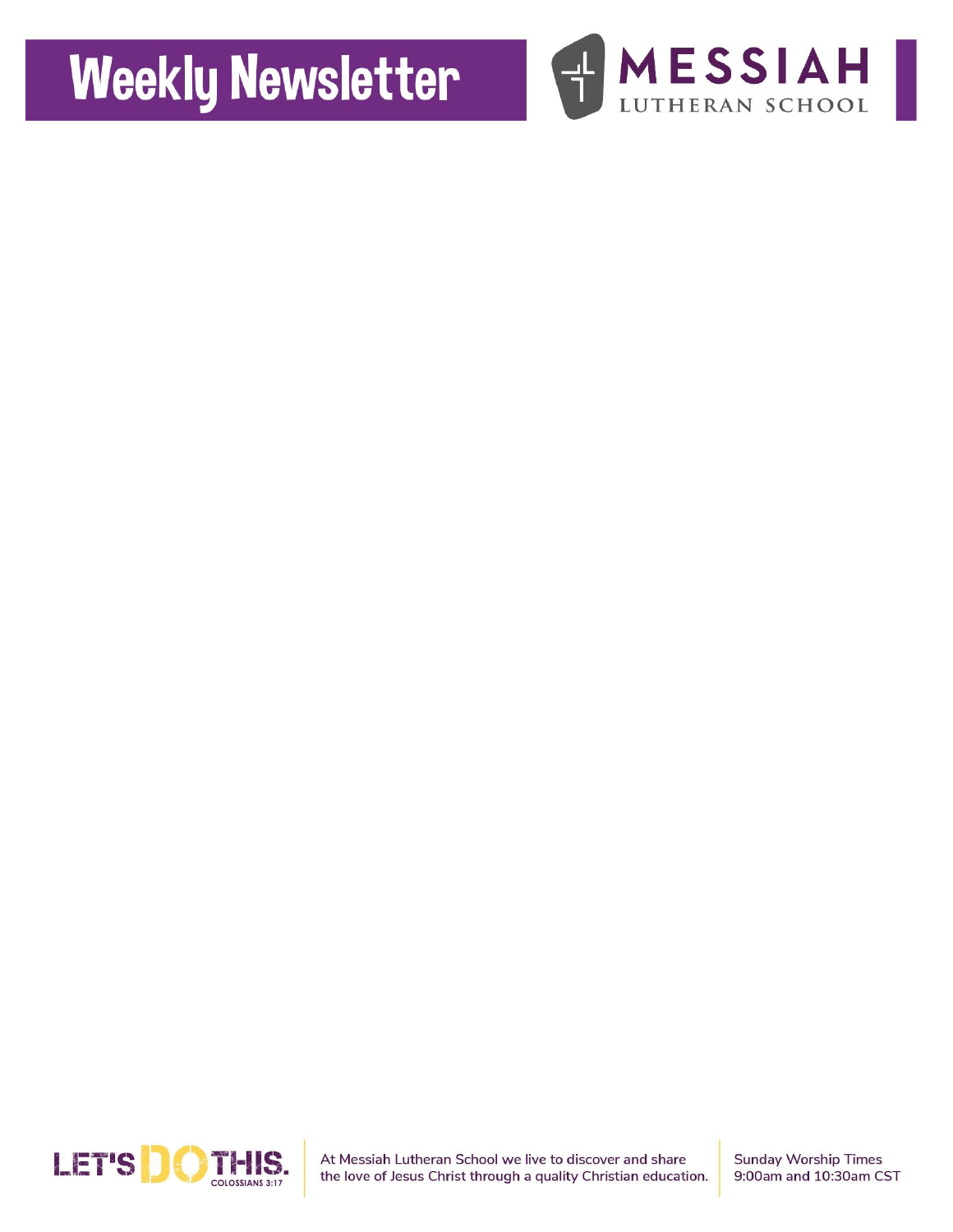# Weekly Newsletter

MESSIAH
LUTHERAN SCHOOL

LET'S DO THIS.
COLOSSIANS 3:17

At Messiah Lutheran School we live to discover and share the love of Jesus Christ through a quality Christian education.

Sunday Worship Times
9:00am and 10:30am CST